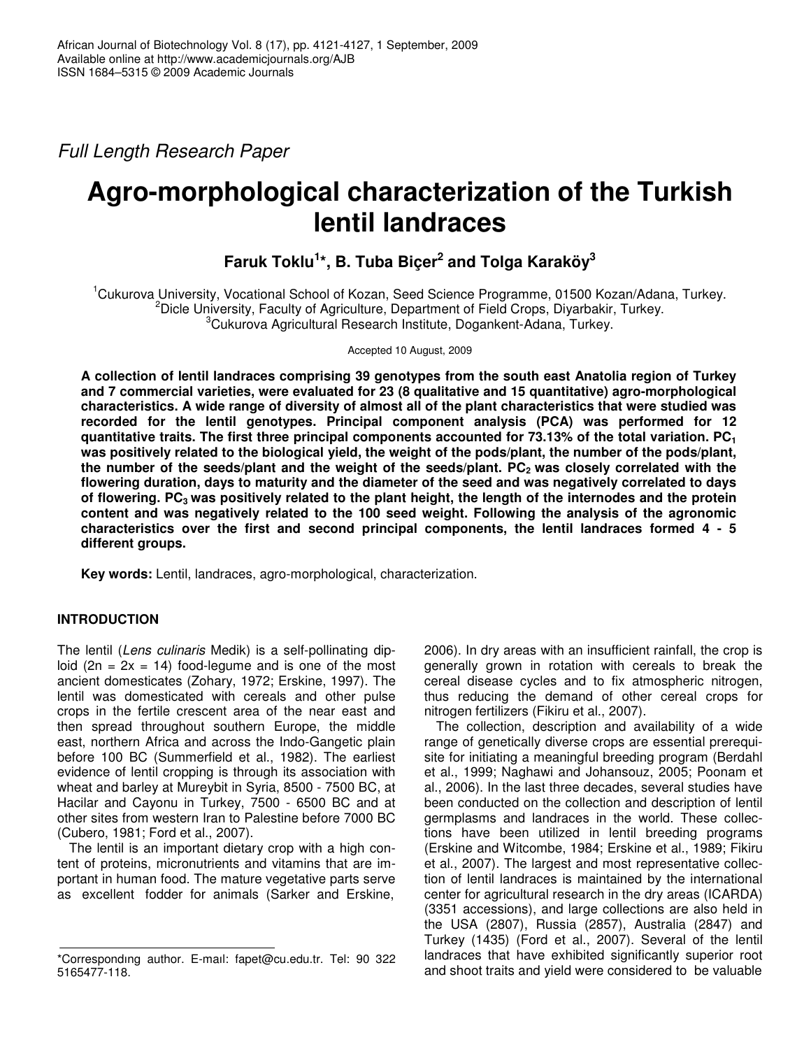Full Length Research Paper

# Agro-morphological characterization of the Turkish lentil landraces

**Faruk Toklu[1]*, B. Tuba Biçer[2] and Tolga Karaköy[3]**

[1]Cukurova University, Vocational School of Kozan, Seed Science Programme, 01500 Kozan/Adana, Turkey.
[2]Dicle University, Faculty of Agriculture, Department of Field Crops, Diyarbakir, Turkey.
[3]Cukurova Agricultural Research Institute, Dogankent-Adana, Turkey.

Accepted 10 August, 2009

**A collection of lentil landraces comprising 39 genotypes from the south east Anatolia region of Turkey and 7 commercial varieties, were evaluated for 23 (8 qualitative and 15 quantitative) agro-morphological characteristics. A wide range of diversity of almost all of the plant characteristics that were studied was recorded for the lentil genotypes. Principal component analysis (PCA) was performed for 12 quantitative traits. The first three principal components accounted for 73.13% of the total variation. $PC_1$ was positively related to the biological yield, the weight of the pods/plant, the number of the pods/plant, the number of the seeds/plant and the weight of the seeds/plant. $PC_2$ was closely correlated with the flowering duration, days to maturity and the diameter of the seed and was negatively correlated to days of flowering. $PC_3$ was positively related to the plant height, the length of the internodes and the protein content and was negatively related to the 100 seed weight. Following the analysis of the agronomic characteristics over the first and second principal components, the lentil landraces formed 4 - 5 different groups.**

**Key words:** Lentil, landraces, agro-morphological, characterization.

## INTRODUCTION

The lentil (*Lens culinaris* Medik) is a self-pollinating diploid (2n = 2x = 14) food-legume and is one of the most ancient domesticates (Zohary, 1972; Erskine, 1997). The lentil was domesticated with cereals and other pulse crops in the fertile crescent area of the near east and then spread throughout southern Europe, the middle east, northern Africa and across the Indo-Gangetic plain before 100 BC (Summerfield et al., 1982). The earliest evidence of lentil cropping is through its association with wheat and barley at Mureybit in Syria, 8500 - 7500 BC, at Hacilar and Cayonu in Turkey, 7500 - 6500 BC and at other sites from western Iran to Palestine before 7000 BC (Cubero, 1981; Ford et al., 2007).

The lentil is an important dietary crop with a high content of proteins, micronutrients and vitamins that are important in human food. The mature vegetative parts serve as excellent fodder for animals (Sarker and Erskine, 2006). In dry areas with an insufficient rainfall, the crop is generally grown in rotation with cereals to break the cereal disease cycles and to fix atmospheric nitrogen, thus reducing the demand of other cereal crops for nitrogen fertilizers (Fikiru et al., 2007).

The collection, description and availability of a wide range of genetically diverse crops are essential prerequisite for initiating a meaningful breeding program (Berdahl et al., 1999; Naghawi and Johansouz, 2005; Poonam et al., 2006). In the last three decades, several studies have been conducted on the collection and description of lentil germplasms and landraces in the world. These collections have been utilized in lentil breeding programs (Erskine and Witcombe, 1984; Erskine et al., 1989; Fikiru et al., 2007). The largest and most representative collection of lentil landraces is maintained by the international center for agricultural research in the dry areas (ICARDA) (3351 accessions), and large collections are also held in the USA (2807), Russia (2857), Australia (2847) and Turkey (1435) (Ford et al., 2007). Several of the lentil landraces that have exhibited significantly superior root and shoot traits and yield were considered to be valuable

*Correspondıng author. E-maıl: fapet@cu.edu.tr. Tel: 90 322 5165477-118.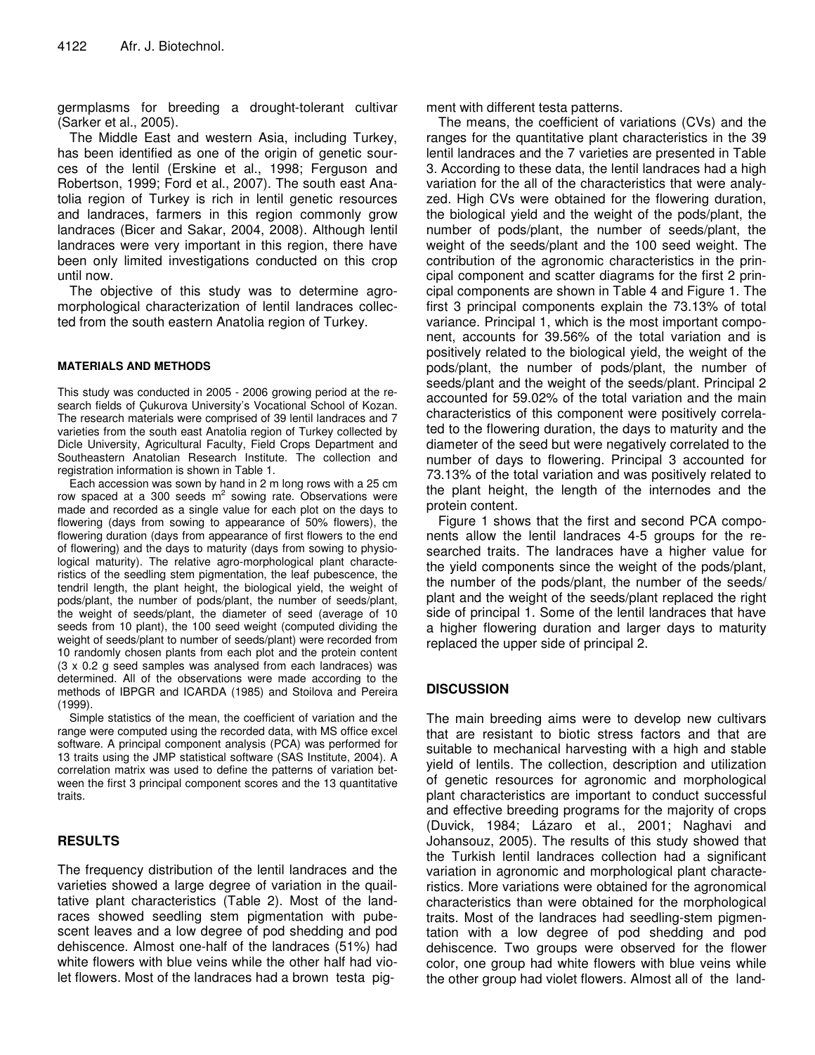germplasms for breeding a drought-tolerant cultivar (Sarker et al., 2005).

The Middle East and western Asia, including Turkey, has been identified as one of the origin of genetic sources of the lentil (Erskine et al., 1998; Ferguson and Robertson, 1999; Ford et al., 2007). The south east Anatolia region of Turkey is rich in lentil genetic resources and landraces, farmers in this region commonly grow landraces (Bicer and Sakar, 2004, 2008). Although lentil landraces were very important in this region, there have been only limited investigations conducted on this crop until now.

The objective of this study was to determine agro-morphological characterization of lentil landraces collected from the south eastern Anatolia region of Turkey.

## MATERIALS AND METHODS

This study was conducted in 2005 - 2006 growing period at the research fields of Çukurova University's Vocational School of Kozan. The research materials were comprised of 39 lentil landraces and 7 varieties from the south east Anatolia region of Turkey collected by Dicle University, Agricultural Faculty, Field Crops Department and Southeastern Anatolian Research Institute. The collection and registration information is shown in Table 1.

Each accession was sown by hand in 2 m long rows with a 25 cm row spaced at a 300 seeds $m^2$ sowing rate. Observations were made and recorded as a single value for each plot on the days to flowering (days from sowing to appearance of 50% flowers), the flowering duration (days from appearance of first flowers to the end of flowering) and the days to maturity (days from sowing to physiological maturity). The relative agro-morphological plant characteristics of the seedling stem pigmentation, the leaf pubescence, the tendril length, the plant height, the biological yield, the weight of pods/plant, the number of pods/plant, the number of seeds/plant, the weight of seeds/plant, the diameter of seed (average of 10 seeds from 10 plant), the 100 seed weight (computed dividing the weight of seeds/plant to number of seeds/plant) were recorded from 10 randomly chosen plants from each plot and the protein content (3 x 0.2 g seed samples was analysed from each landraces) was determined. All of the observations were made according to the methods of IBPGR and ICARDA (1985) and Stoilova and Pereira (1999).

Simple statistics of the mean, the coefficient of variation and the range were computed using the recorded data, with MS office excel software. A principal component analysis (PCA) was performed for 13 traits using the JMP statistical software (SAS Institute, 2004). A correlation matrix was used to define the patterns of variation between the first 3 principal component scores and the 13 quantitative traits.

## RESULTS

The frequency distribution of the lentil landraces and the varieties showed a large degree of variation in the quailtative plant characteristics (Table 2). Most of the landraces showed seedling stem pigmentation with pubescent leaves and a low degree of pod shedding and pod dehiscence. Almost one-half of the landraces (51%) had white flowers with blue veins while the other half had violet flowers. Most of the landraces had a brown testa pigment with different testa patterns.

The means, the coefficient of variations (CVs) and the ranges for the quantitative plant characteristics in the 39 lentil landraces and the 7 varieties are presented in Table 3. According to these data, the lentil landraces had a high variation for the all of the characteristics that were analyzed. High CVs were obtained for the flowering duration, the biological yield and the weight of the pods/plant, the number of pods/plant, the number of seeds/plant, the weight of the seeds/plant and the 100 seed weight. The contribution of the agronomic characteristics in the principal component and scatter diagrams for the first 2 principal components are shown in Table 4 and Figure 1. The first 3 principal components explain the 73.13% of total variance. Principal 1, which is the most important component, accounts for 39.56% of the total variation and is positively related to the biological yield, the weight of the pods/plant, the number of pods/plant, the number of seeds/plant and the weight of the seeds/plant. Principal 2 accounted for 59.02% of the total variation and the main characteristics of this component were positively correlated to the flowering duration, the days to maturity and the diameter of the seed but were negatively correlated to the number of days to flowering. Principal 3 accounted for 73.13% of the total variation and was positively related to the plant height, the length of the internodes and the protein content.

Figure 1 shows that the first and second PCA components allow the lentil landraces 4-5 groups for the researched traits. The landraces have a higher value for the yield components since the weight of the pods/plant, the number of the pods/plant, the number of the seeds/plant and the weight of the seeds/plant replaced the right side of principal 1. Some of the lentil landraces that have a higher flowering duration and larger days to maturity replaced the upper side of principal 2.

## DISCUSSION

The main breeding aims were to develop new cultivars that are resistant to biotic stress factors and that are suitable to mechanical harvesting with a high and stable yield of lentils. The collection, description and utilization of genetic resources for agronomic and morphological plant characteristics are important to conduct successful and effective breeding programs for the majority of crops (Duvick, 1984; Lázaro et al., 2001; Naghavi and Johansouz, 2005). The results of this study showed that the Turkish lentil landraces collection had a significant variation in agronomic and morphological plant characteristics. More variations were obtained for the agronomical characteristics than were obtained for the morphological traits. Most of the landraces had seedling-stem pigmentation with a low degree of pod shedding and pod dehiscence. Two groups were observed for the flower color, one group had white flowers with blue veins while the other group had violet flowers. Almost all of the land-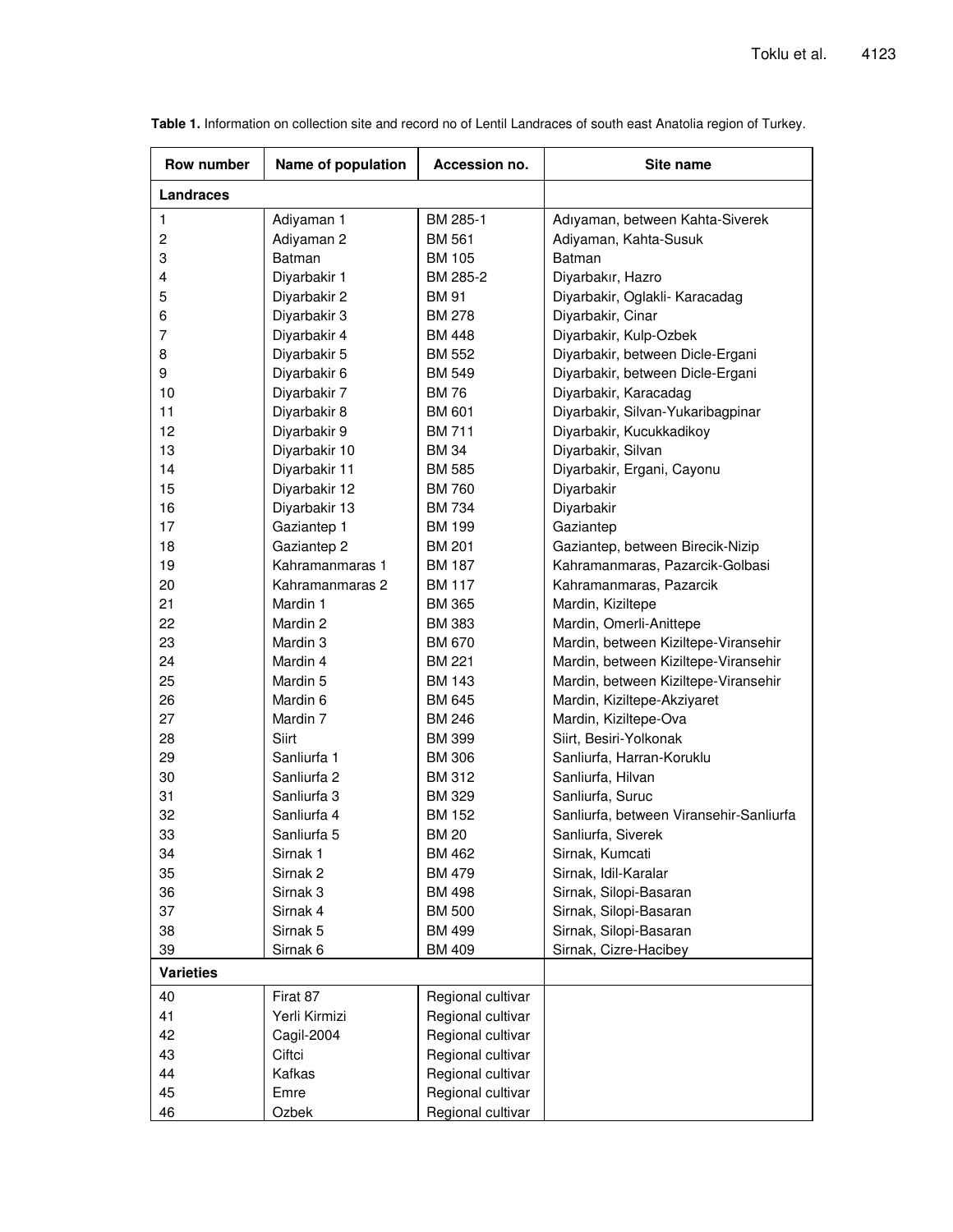**Table 1.** Information on collection site and record no of Lentil Landraces of south east Anatolia region of Turkey.

| Row number | Name of population | Accession no. | Site name |
|---|---|---|---|
| **Landraces** | | | |
| 1 | Adiyaman 1 | BM 285-1 | Adıyaman, between Kahta-Siverek |
| 2 | Adiyaman 2 | BM 561 | Adiyaman, Kahta-Susuk |
| 3 | Batman | BM 105 | Batman |
| 4 | Diyarbakir 1 | BM 285-2 | Diyarbakır, Hazro |
| 5 | Diyarbakir 2 | BM 91 | Diyarbakir, Oglakli- Karacadag |
| 6 | Diyarbakir 3 | BM 278 | Diyarbakir, Cinar |
| 7 | Diyarbakir 4 | BM 448 | Diyarbakir, Kulp-Ozbek |
| 8 | Diyarbakir 5 | BM 552 | Diyarbakir, between Dicle-Ergani |
| 9 | Diyarbakir 6 | BM 549 | Diyarbakir, between Dicle-Ergani |
| 10 | Diyarbakir 7 | BM 76 | Diyarbakir, Karacadag |
| 11 | Diyarbakir 8 | BM 601 | Diyarbakir, Silvan-Yukaribagpinar |
| 12 | Diyarbakir 9 | BM 711 | Diyarbakir, Kucukkadikoy |
| 13 | Diyarbakir 10 | BM 34 | Diyarbakir, Silvan |
| 14 | Diyarbakir 11 | BM 585 | Diyarbakir, Ergani, Cayonu |
| 15 | Diyarbakir 12 | BM 760 | Diyarbakir |
| 16 | Diyarbakir 13 | BM 734 | Diyarbakir |
| 17 | Gaziantep 1 | BM 199 | Gaziantep |
| 18 | Gaziantep 2 | BM 201 | Gaziantep, between Birecik-Nizip |
| 19 | Kahramanmaras 1 | BM 187 | Kahramanmaras, Pazarcik-Golbasi |
| 20 | Kahramanmaras 2 | BM 117 | Kahramanmaras, Pazarcik |
| 21 | Mardin 1 | BM 365 | Mardin, Kiziltepe |
| 22 | Mardin 2 | BM 383 | Mardin, Omerli-Anittepe |
| 23 | Mardin 3 | BM 670 | Mardin, between Kiziltepe-Viransehir |
| 24 | Mardin 4 | BM 221 | Mardin, between Kiziltepe-Viransehir |
| 25 | Mardin 5 | BM 143 | Mardin, between Kiziltepe-Viransehir |
| 26 | Mardin 6 | BM 645 | Mardin, Kiziltepe-Akziyaret |
| 27 | Mardin 7 | BM 246 | Mardin, Kiziltepe-Ova |
| 28 | Siirt | BM 399 | Siirt, Besiri-Yolkonak |
| 29 | Sanliurfa 1 | BM 306 | Sanliurfa, Harran-Koruklu |
| 30 | Sanliurfa 2 | BM 312 | Sanliurfa, Hilvan |
| 31 | Sanliurfa 3 | BM 329 | Sanliurfa, Suruc |
| 32 | Sanliurfa 4 | BM 152 | Sanliurfa, between Viransehir-Sanliurfa |
| 33 | Sanliurfa 5 | BM 20 | Sanliurfa, Siverek |
| 34 | Sirnak 1 | BM 462 | Sirnak, Kumcati |
| 35 | Sirnak 2 | BM 479 | Sirnak, Idil-Karalar |
| 36 | Sirnak 3 | BM 498 | Sirnak, Silopi-Basaran |
| 37 | Sirnak 4 | BM 500 | Sirnak, Silopi-Basaran |
| 38 | Sirnak 5 | BM 499 | Sirnak, Silopi-Basaran |
| 39 | Sirnak 6 | BM 409 | Sirnak, Cizre-Hacibey |
| **Varieties** | | | |
| 40 | Firat 87 | Regional cultivar | |
| 41 | Yerli Kirmizi | Regional cultivar | |
| 42 | Cagil-2004 | Regional cultivar | |
| 43 | Ciftci | Regional cultivar | |
| 44 | Kafkas | Regional cultivar | |
| 45 | Emre | Regional cultivar | |
| 46 | Ozbek | Regional cultivar | |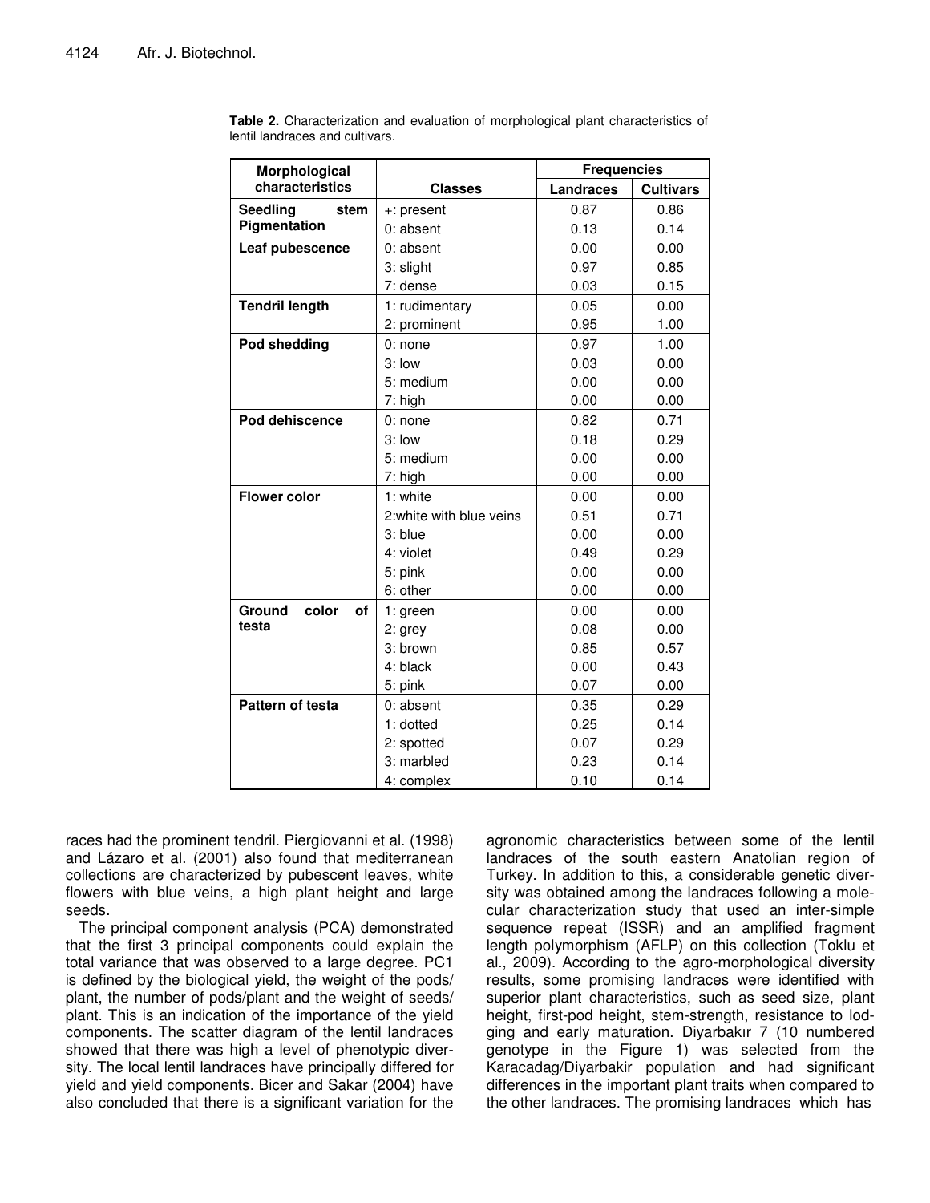**Table 2.** Characterization and evaluation of morphological plant characteristics of lentil landraces and cultivars.

| Morphological characteristics | Classes | Frequencies | |
|---|---|---|---|
| | | Landraces | Cultivars |
| **Seedling stem Pigmentation** | +: present | 0.87 | 0.86 |
| | 0: absent | 0.13 | 0.14 |
| **Leaf pubescence** | 0: absent | 0.00 | 0.00 |
| | 3: slight | 0.97 | 0.85 |
| | 7: dense | 0.03 | 0.15 |
| **Tendril length** | 1: rudimentary | 0.05 | 0.00 |
| | 2: prominent | 0.95 | 1.00 |
| **Pod shedding** | 0: none | 0.97 | 1.00 |
| | 3: low | 0.03 | 0.00 |
| | 5: medium | 0.00 | 0.00 |
| | 7: high | 0.00 | 0.00 |
| **Pod dehiscence** | 0: none | 0.82 | 0.71 |
| | 3: low | 0.18 | 0.29 |
| | 5: medium | 0.00 | 0.00 |
| | 7: high | 0.00 | 0.00 |
| **Flower color** | 1: white | 0.00 | 0.00 |
| | 2:white with blue veins | 0.51 | 0.71 |
| | 3: blue | 0.00 | 0.00 |
| | 4: violet | 0.49 | 0.29 |
| | 5: pink | 0.00 | 0.00 |
| | 6: other | 0.00 | 0.00 |
| **Ground color of testa** | 1: green | 0.00 | 0.00 |
| | 2: grey | 0.08 | 0.00 |
| | 3: brown | 0.85 | 0.57 |
| | 4: black | 0.00 | 0.43 |
| | 5: pink | 0.07 | 0.00 |
| **Pattern of testa** | 0: absent | 0.35 | 0.29 |
| | 1: dotted | 0.25 | 0.14 |
| | 2: spotted | 0.07 | 0.29 |
| | 3: marbled | 0.23 | 0.14 |
| | 4: complex | 0.10 | 0.14 |

races had the prominent tendril. Piergiovanni et al. (1998) and Lázaro et al. (2001) also found that mediterranean collections are characterized by pubescent leaves, white flowers with blue veins, a high plant height and large seeds.

The principal component analysis (PCA) demonstrated that the first 3 principal components could explain the total variance that was observed to a large degree. PC1 is defined by the biological yield, the weight of the pods/plant, the number of pods/plant and the weight of seeds/plant. This is an indication of the importance of the yield components. The scatter diagram of the lentil landraces showed that there was high a level of phenotypic diversity. The local lentil landraces have principally differed for yield and yield components. Bicer and Sakar (2004) have also concluded that there is a significant variation for the agronomic characteristics between some of the lentil landraces of the south eastern Anatolian region of Turkey. In addition to this, a considerable genetic diversity was obtained among the landraces following a molecular characterization study that used an inter-simple sequence repeat (ISSR) and an amplified fragment length polymorphism (AFLP) on this collection (Toklu et al., 2009). According to the agro-morphological diversity results, some promising landraces were identified with superior plant characteristics, such as seed size, plant height, first-pod height, stem-strength, resistance to lodging and early maturation. Diyarbakır 7 (10 numbered genotype in the Figure 1) was selected from the Karacadag/Diyarbakir population and had significant differences in the important plant traits when compared to the other landraces. The promising landraces which has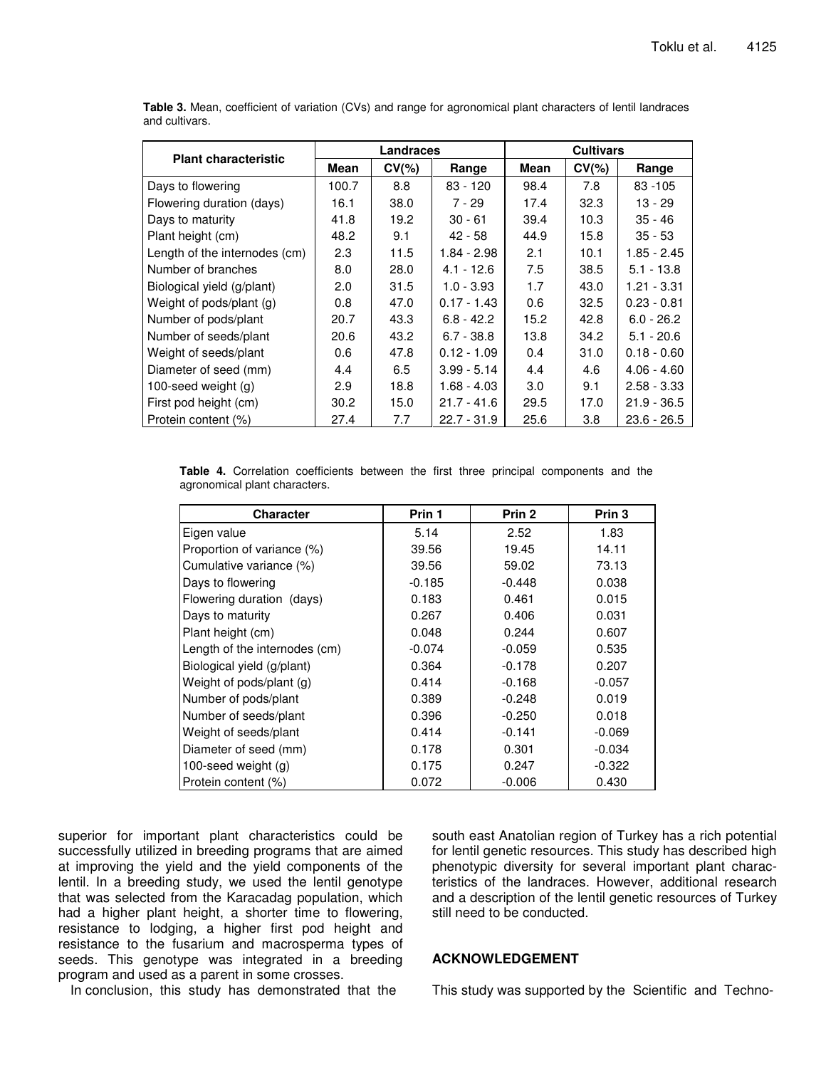**Table 3.** Mean, coefficient of variation (CVs) and range for agronomical plant characters of lentil landraces and cultivars.

| Plant characteristic | Landraces | | | Cultivars | | |
|---|---|---|---|---|---|---|
| | Mean | CV(%) | Range | Mean | CV(%) | Range |
| Days to flowering | 100.7 | 8.8 | 83 - 120 | 98.4 | 7.8 | 83 -105 |
| Flowering duration (days) | 16.1 | 38.0 | 7 - 29 | 17.4 | 32.3 | 13 - 29 |
| Days to maturity | 41.8 | 19.2 | 30 - 61 | 39.4 | 10.3 | 35 - 46 |
| Plant height (cm) | 48.2 | 9.1 | 42 - 58 | 44.9 | 15.8 | 35 - 53 |
| Length of the internodes (cm) | 2.3 | 11.5 | 1.84 - 2.98 | 2.1 | 10.1 | 1.85 - 2.45 |
| Number of branches | 8.0 | 28.0 | 4.1 - 12.6 | 7.5 | 38.5 | 5.1 - 13.8 |
| Biological yield (g/plant) | 2.0 | 31.5 | 1.0 - 3.93 | 1.7 | 43.0 | 1.21 - 3.31 |
| Weight of pods/plant (g) | 0.8 | 47.0 | 0.17 - 1.43 | 0.6 | 32.5 | 0.23 - 0.81 |
| Number of pods/plant | 20.7 | 43.3 | 6.8 - 42.2 | 15.2 | 42.8 | 6.0 - 26.2 |
| Number of seeds/plant | 20.6 | 43.2 | 6.7 - 38.8 | 13.8 | 34.2 | 5.1 - 20.6 |
| Weight of seeds/plant | 0.6 | 47.8 | 0.12 - 1.09 | 0.4 | 31.0 | 0.18 - 0.60 |
| Diameter of seed (mm) | 4.4 | 6.5 | 3.99 - 5.14 | 4.4 | 4.6 | 4.06 - 4.60 |
| 100-seed weight (g) | 2.9 | 18.8 | 1.68 - 4.03 | 3.0 | 9.1 | 2.58 - 3.33 |
| First pod height (cm) | 30.2 | 15.0 | 21.7 - 41.6 | 29.5 | 17.0 | 21.9 - 36.5 |
| Protein content (%) | 27.4 | 7.7 | 22.7 - 31.9 | 25.6 | 3.8 | 23.6 - 26.5 |

**Table 4.** Correlation coefficients between the first three principal components and the agronomical plant characters.

| Character | Prin 1 | Prin 2 | Prin 3 |
|---|---|---|---|
| Eigen value | 5.14 | 2.52 | 1.83 |
| Proportion of variance (%) | 39.56 | 19.45 | 14.11 |
| Cumulative variance (%) | 39.56 | 59.02 | 73.13 |
| Days to flowering | -0.185 | -0.448 | 0.038 |
| Flowering duration (days) | 0.183 | 0.461 | 0.015 |
| Days to maturity | 0.267 | 0.406 | 0.031 |
| Plant height (cm) | 0.048 | 0.244 | 0.607 |
| Length of the internodes (cm) | -0.074 | -0.059 | 0.535 |
| Biological yield (g/plant) | 0.364 | -0.178 | 0.207 |
| Weight of pods/plant (g) | 0.414 | -0.168 | -0.057 |
| Number of pods/plant | 0.389 | -0.248 | 0.019 |
| Number of seeds/plant | 0.396 | -0.250 | 0.018 |
| Weight of seeds/plant | 0.414 | -0.141 | -0.069 |
| Diameter of seed (mm) | 0.178 | 0.301 | -0.034 |
| 100-seed weight (g) | 0.175 | 0.247 | -0.322 |
| Protein content (%) | 0.072 | -0.006 | 0.430 |

superior for important plant characteristics could be successfully utilized in breeding programs that are aimed at improving the yield and the yield components of the lentil. In a breeding study, we used the lentil genotype that was selected from the Karacadag population, which had a higher plant height, a shorter time to flowering, resistance to lodging, a higher first pod height and resistance to the fusarium and macrosperma types of seeds. This genotype was integrated in a breeding program and used as a parent in some crosses.

In conclusion, this study has demonstrated that the south east Anatolian region of Turkey has a rich potential for lentil genetic resources. This study has described high phenotypic diversity for several important plant characteristics of the landraces. However, additional research and a description of the lentil genetic resources of Turkey still need to be conducted.

## ACKNOWLEDGEMENT

This study was supported by the Scientific and Techno-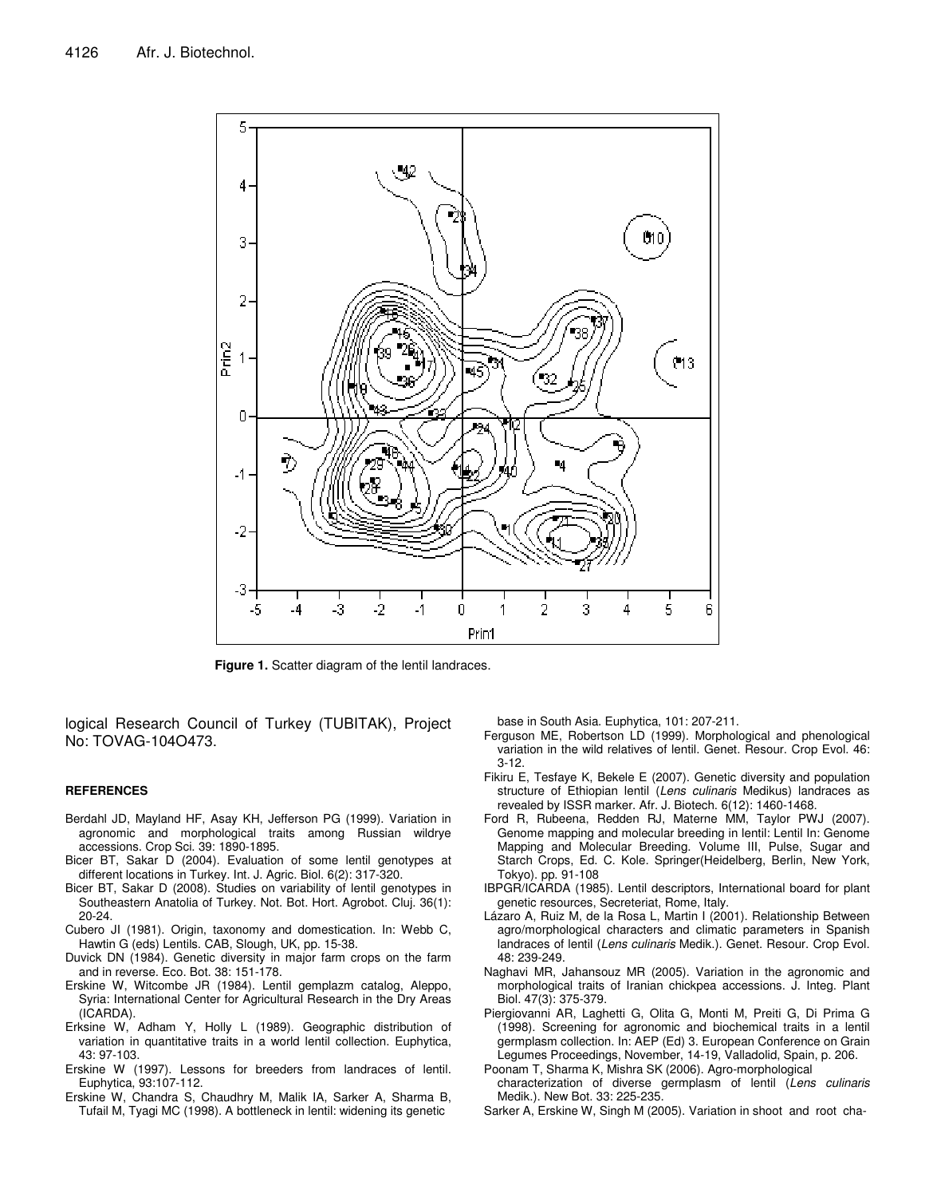**Figure 1.** Scatter diagram of the lentil landraces.

logical Research Council of Turkey (TUBITAK), Project No: TOVAG-104O473.

## REFERENCES

Berdahl JD, Mayland HF, Asay KH, Jefferson PG (1999). Variation in agronomic and morphological traits among Russian wildrye accessions. Crop Sci. 39: 1890-1895.

Bicer BT, Sakar D (2004). Evaluation of some lentil genotypes at different locations in Turkey. Int. J. Agric. Biol. 6(2): 317-320.

Bicer BT, Sakar D (2008). Studies on variability of lentil genotypes in Southeastern Anatolia of Turkey. Not. Bot. Hort. Agrobot. Cluj. 36(1): 20-24.

Cubero JI (1981). Origin, taxonomy and domestication. In: Webb C, Hawtin G (eds) Lentils. CAB, Slough, UK, pp. 15-38.

Duvick DN (1984). Genetic diversity in major farm crops on the farm and in reverse. Eco. Bot. 38: 151-178.

Erskine W, Witcombe JR (1984). Lentil gemplazm catalog, Aleppo, Syria: International Center for Agricultural Research in the Dry Areas (ICARDA).

Erksine W, Adham Y, Holly L (1989). Geographic distribution of variation in quantitative traits in a world lentil collection. Euphytica, 43: 97-103.

Erskine W (1997). Lessons for breeders from landraces of lentil. Euphytica, 93:107-112.

Erskine W, Chandra S, Chaudhry M, Malik IA, Sarker A, Sharma B, Tufail M, Tyagi MC (1998). A bottleneck in lentil: widening its genetic base in South Asia. Euphytica, 101: 207-211.

Ferguson ME, Robertson LD (1999). Morphological and phenological variation in the wild relatives of lentil. Genet. Resour. Crop Evol. 46: 3-12.

Fikiru E, Tesfaye K, Bekele E (2007). Genetic diversity and population structure of Ethiopian lentil (*Lens culinaris* Medikus) landraces as revealed by ISSR marker. Afr. J. Biotech. 6(12): 1460-1468.

Ford R, Rubeena, Redden RJ, Materne MM, Taylor PWJ (2007). Genome mapping and molecular breeding in lentil: Lentil In: Genome Mapping and Molecular Breeding. Volume III, Pulse, Sugar and Starch Crops, Ed. C. Kole. Springer(Heidelberg, Berlin, New York, Tokyo). pp. 91-108

IBPGR/ICARDA (1985). Lentil descriptors, International board for plant genetic resources, Secreteriat, Rome, Italy.

Lázaro A, Ruiz M, de la Rosa L, Martin I (2001). Relationship Between agro/morphological characters and climatic parameters in Spanish landraces of lentil (*Lens culinaris* Medik.). Genet. Resour. Crop Evol. 48: 239-249.

Naghavi MR, Jahansouz MR (2005). Variation in the agronomic and morphological traits of Iranian chickpea accessions. J. Integ. Plant Biol. 47(3): 375-379.

Piergiovanni AR, Laghetti G, Olita G, Monti M, Preiti G, Di Prima G (1998). Screening for agronomic and biochemical traits in a lentil germplasm collection. In: AEP (Ed) 3. European Conference on Grain Legumes Proceedings, November, 14-19, Valladolid, Spain, p. 206.

Poonam T, Sharma K, Mishra SK (2006). Agro-morphological characterization of diverse germplasm of lentil (*Lens culinaris* Medik.). New Bot. 33: 225-235.

Sarker A, Erskine W, Singh M (2005). Variation in shoot and root cha-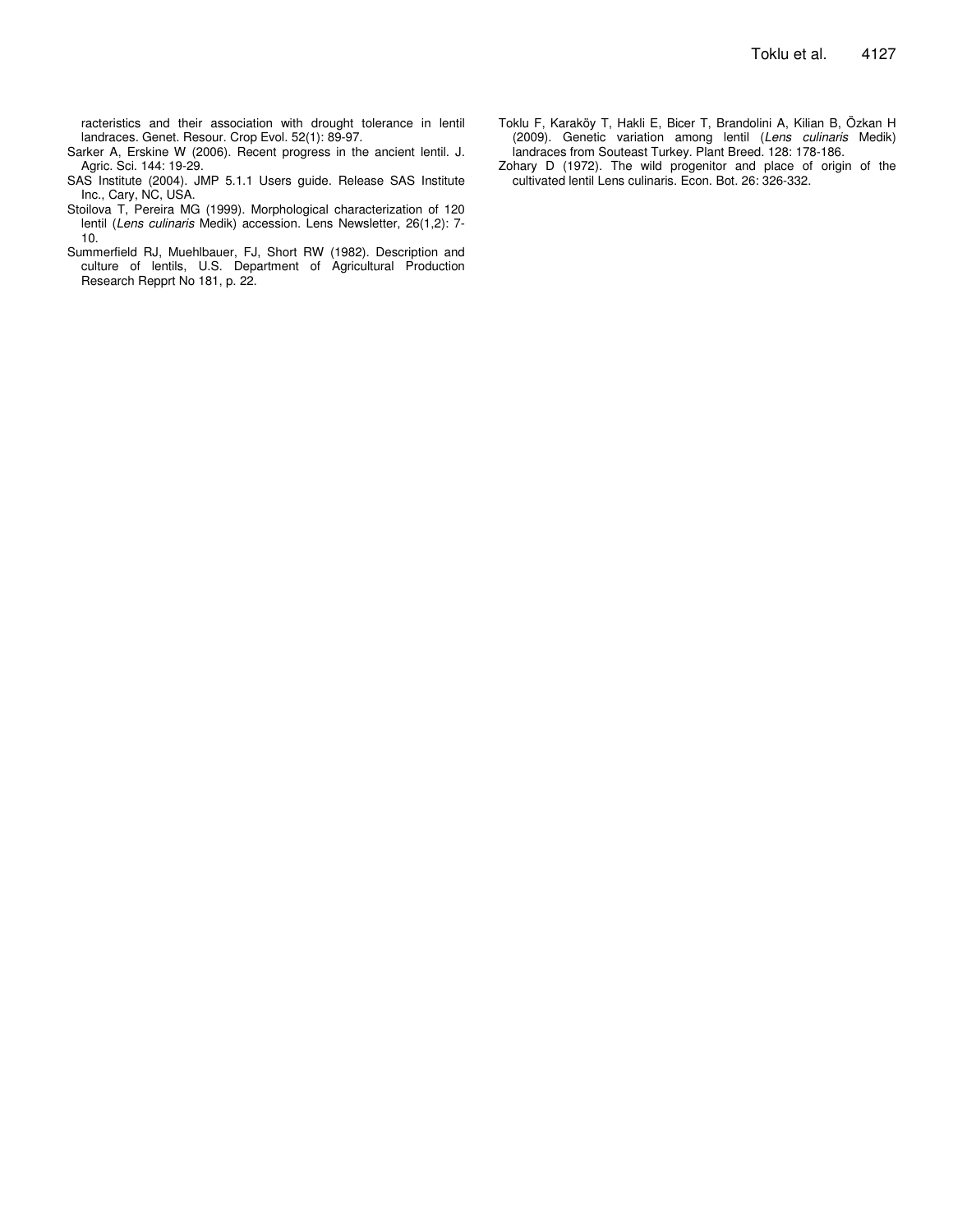racteristics and their association with drought tolerance in lentil landraces. Genet. Resour. Crop Evol. 52(1): 89-97.

Sarker A, Erskine W (2006). Recent progress in the ancient lentil. J. Agric. Sci. 144: 19-29.

SAS Institute (2004). JMP 5.1.1 Users guide. Release SAS Institute Inc., Cary, NC, USA.

Stoilova T, Pereira MG (1999). Morphological characterization of 120 lentil (*Lens culinaris* Medik) accession. Lens Newsletter, 26(1,2): 7-10.

Summerfield RJ, Muehlbauer, FJ, Short RW (1982). Description and culture of lentils, U.S. Department of Agricultural Production Research Repprt No 181, p. 22.

Toklu F, Karaköy T, Hakli E, Bicer T, Brandolini A, Kilian B, Özkan H (2009). Genetic variation among lentil (*Lens culinaris* Medik) landraces from Souteast Turkey. Plant Breed. 128: 178-186.

Zohary D (1972). The wild progenitor and place of origin of the cultivated lentil Lens culinaris. Econ. Bot. 26: 326-332.